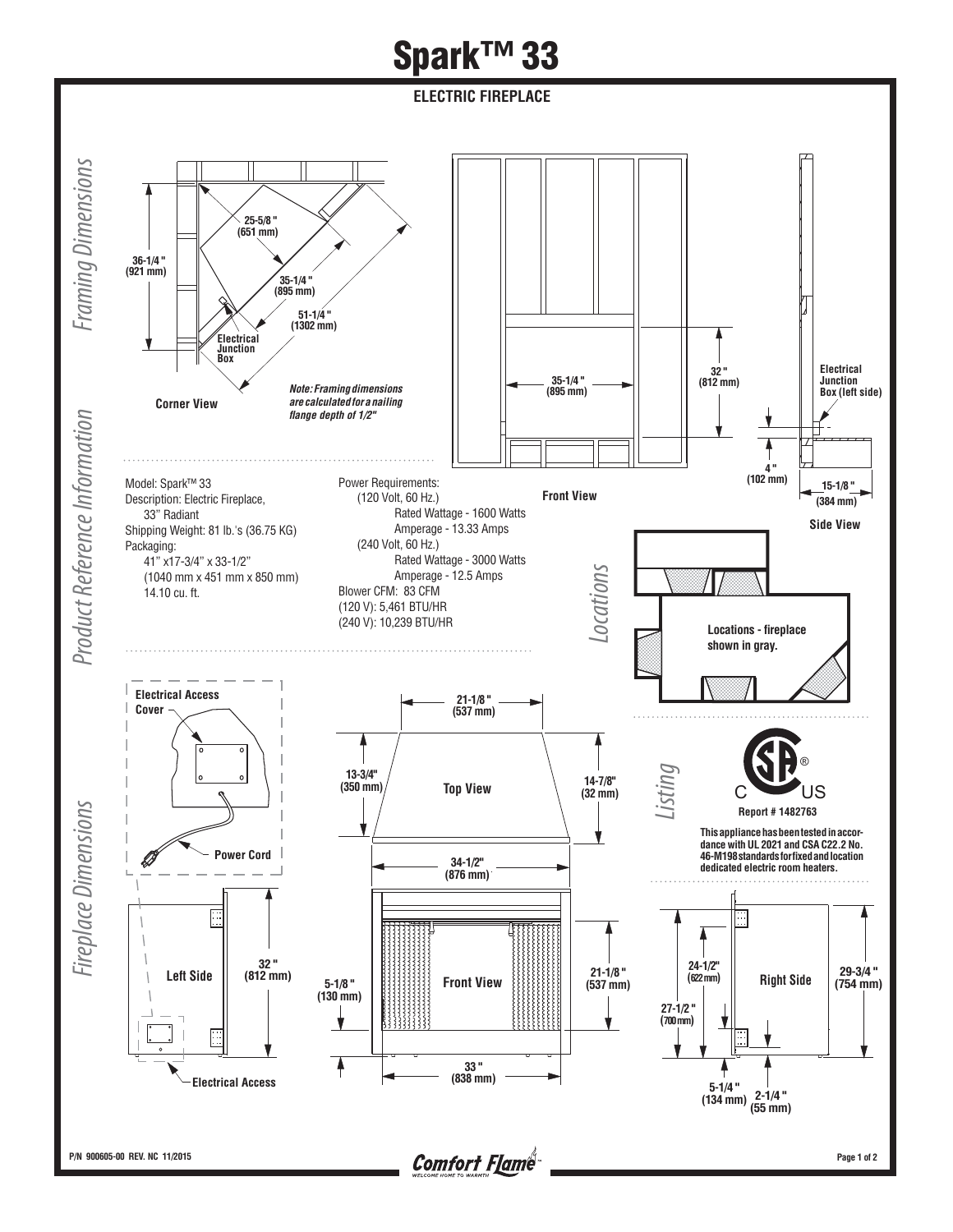# Spark™ 33

**ELECTRIC FIREPLACE**

## Framing Dimensions

25-5/8" (651 mm)
36-1/4" (921 mm)
35-1/4" (895 mm)
51-1/4" (1302 mm)
Electrical Junction Box

**Corner View**

***Note: Framing dimensions are calculated for a nailing flange depth of 1/2"***

35-1/4" (895 mm)
32" (812 mm)

**Front View**

Electrical Junction Box (left side)
4" (102 mm)
15-1/8" (384 mm)

**Side View**

## Product Reference Information

Model: Spark™ 33
Description: Electric Fireplace, 33" Radiant
Shipping Weight: 81 lb.'s (36.75 KG)
Packaging:
41" x17-3/4" x 33-1/2"
(1040 mm x 451 mm x 850 mm)
14.10 cu. ft.

Power Requirements:
(120 Volt, 60 Hz.)
Rated Wattage - 1600 Watts
Amperage - 13.33 Amps
(240 Volt, 60 Hz.)
Rated Wattage - 3000 Watts
Amperage - 12.5 Amps
Blower CFM: 83 CFM
(120 V): 5,461 BTU/HR
(240 V): 10,239 BTU/HR

## Locations

**Locations - fireplace shown in gray.**

## Fireplace Dimensions

**Electrical Access Cover**

**Power Cord**

21-1/8" (537 mm)
13-3/4" (350 mm)
14-7/8" (32 mm)

**Top View**

34-1/2" (876 mm)

**Left Side**

32" (812 mm)

**Electrical Access**

**Front View**

5-1/8" (130 mm)
21-1/8" (537 mm)
33" (838 mm)

**Right Side**

24-1/2" (622 mm)
27-1/2" (700 mm)
29-3/4" (754 mm)
5-1/4" (134 mm)
2-1/4" (55 mm)

## Listing

C US
**Report # 1482763**

**This appliance has been tested in accordance with UL 2021 and CSA C22.2 No. 46-M198 standards for fixed and location dedicated electric room heaters.**

P/N 900605-00 REV. NC 11/2015

Comfort Flame
WELCOME HOME TO WARMTH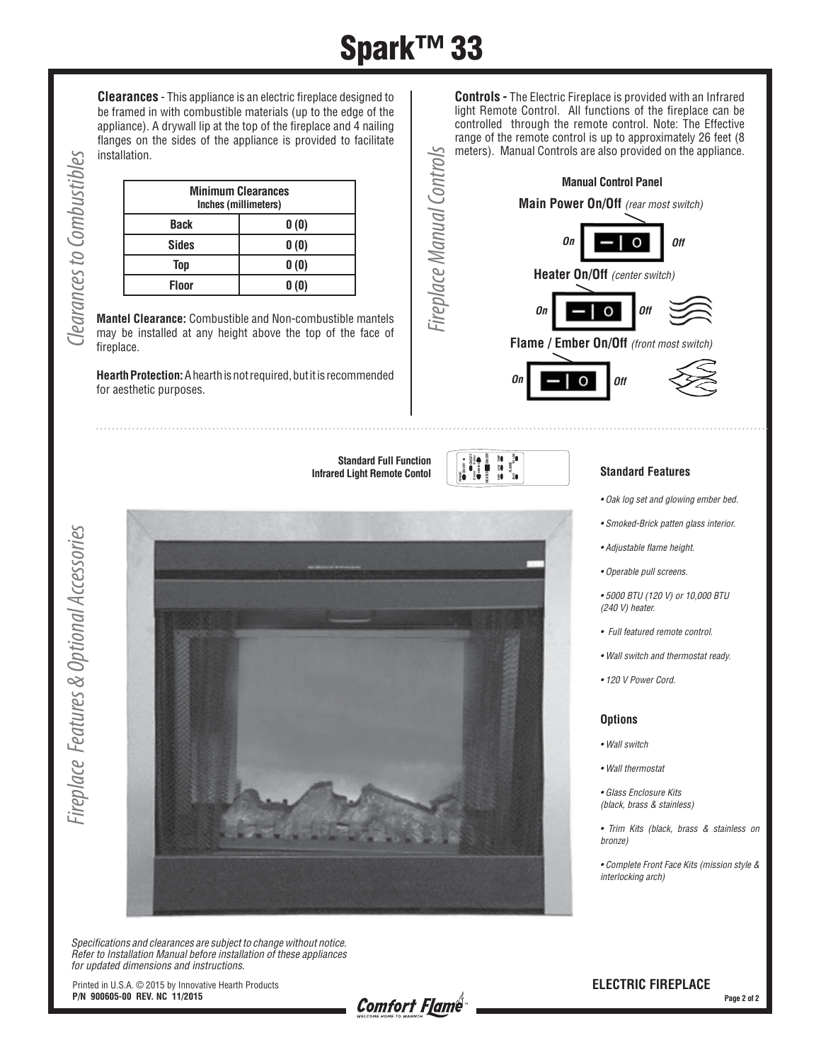# Spark™ 33

## Clearances to Combustibles

**Clearances** - This appliance is an electric fireplace designed to be framed in with combustible materials (up to the edge of the appliance). A drywall lip at the top of the fireplace and 4 nailing flanges on the sides of the appliance is provided to facilitate installation.

| Minimum Clearances Inches (millimeters) | |
|---|---|
| Back | 0 (0) |
| Sides | 0 (0) |
| Top | 0 (0) |
| Floor | 0 (0) |

**Mantel Clearance:** Combustible and Non-combustible mantels may be installed at any height above the top of the face of fireplace.

**Hearth Protection:** A hearth is not required, but it is recommended for aesthetic purposes.

## Fireplace Manual Controls

**Controls -** The Electric Fireplace is provided with an Infrared light Remote Control. All functions of the fireplace can be controlled through the remote control. Note: The Effective range of the remote control is up to approximately 26 feet (8 meters). Manual Controls are also provided on the appliance.

**Manual Control Panel**

**Main Power On/Off** *(rear most switch)*

*On* — | O *Off*

**Heater On/Off** *(center switch)*

*On* — | O *Off*

**Flame / Ember On/Off** *(front most switch)*

*On* — | O *Off*

## Fireplace Features & Optional Accessories

**Standard Full Function Infrared Light Remote Contol**

### Standard Features

- *Oak log set and glowing ember bed.*
- *Smoked-Brick patten glass interior.*
- *Adjustable flame height.*
- *Operable pull screens.*
- *5000 BTU (120 V) or 10,000 BTU (240 V) heater.*
- *Full featured remote control.*
- *Wall switch and thermostat ready.*
- *120 V Power Cord.*

### Options

- *Wall switch*
- *Wall thermostat*
- *Glass Enclosure Kits (black, brass & stainless)*
- *Trim Kits (black, brass & stainless on bronze)*
- *Complete Front Face Kits (mission style & interlocking arch)*

*Specifications and clearances are subject to change without notice. Refer to Installation Manual before installation of these appliances for updated dimensions and instructions.*

Printed in U.S.A. © 2015 by Innovative Hearth Products
**P/N 900605-00 REV. NC 11/2015**

**ELECTRIC FIREPLACE**